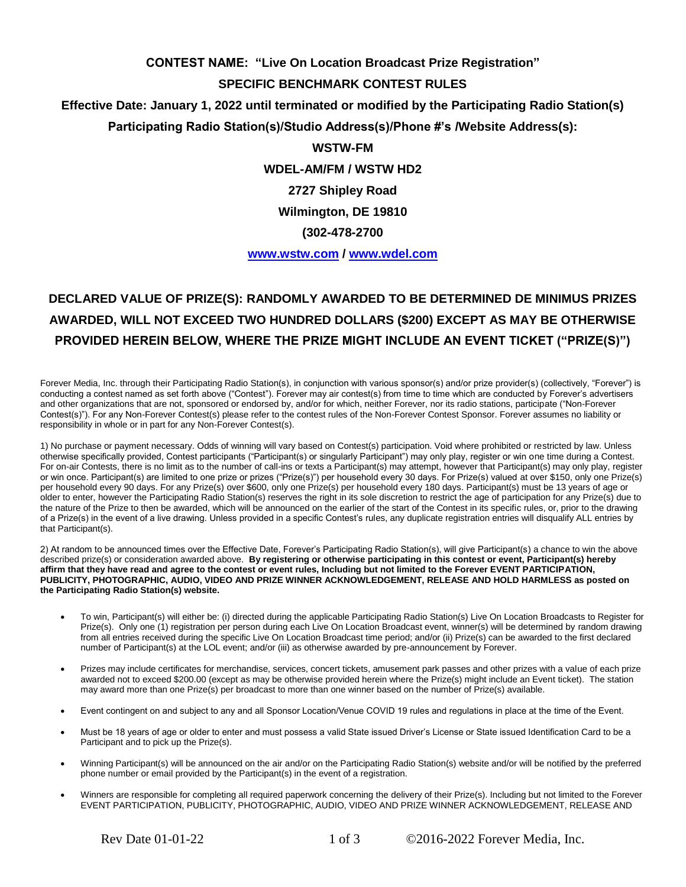# CONTEST NAME: "Live On Location Broadcast Prize Registration"

## SPECIFIC BENCHMARK CONTEST RULES

**Effective Date: January 1, 2022 until terminated or modified by the Participating Radio Station(s)**

**Participating Radio Station(s)/Studio Address(s)/Phone #'s /Website Address(s):**

**WSTW-FM**

**WDEL-AM/FM / WSTW HD2**

**2727 Shipley Road**

**Wilmington, DE 19810**

**(302-478-2700**

**[www.wstw.com](http://www.wstw.com) / [www.wdel.com](http://www.wdel.com)**

## DECLARED VALUE OF PRIZE(S): RANDOMLY AWARDED TO BE DETERMINED DE MINIMUS PRIZES AWARDED, WILL NOT EXCEED TWO HUNDRED DOLLARS ($200) EXCEPT AS MAY BE OTHERWISE PROVIDED HEREIN BELOW, WHERE THE PRIZE MIGHT INCLUDE AN EVENT TICKET ("PRIZE(S)")

Forever Media, Inc. through their Participating Radio Station(s), in conjunction with various sponsor(s) and/or prize provider(s) (collectively, "Forever") is conducting a contest named as set forth above ("Contest"). Forever may air contest(s) from time to time which are conducted by Forever's advertisers and other organizations that are not, sponsored or endorsed by, and/or for which, neither Forever, nor its radio stations, participate ("Non-Forever Contest(s)"). For any Non-Forever Contest(s) please refer to the contest rules of the Non-Forever Contest Sponsor. Forever assumes no liability or responsibility in whole or in part for any Non-Forever Contest(s).

1) No purchase or payment necessary. Odds of winning will vary based on Contest(s) participation. Void where prohibited or restricted by law. Unless otherwise specifically provided, Contest participants ("Participant(s) or singularly Participant") may only play, register or win one time during a Contest. For on-air Contests, there is no limit as to the number of call-ins or texts a Participant(s) may attempt, however that Participant(s) may only play, register or win once. Participant(s) are limited to one prize or prizes ("Prize(s)") per household every 30 days. For Prize(s) valued at over $150, only one Prize(s) per household every 90 days. For any Prize(s) over $600, only one Prize(s) per household every 180 days. Participant(s) must be 13 years of age or older to enter, however the Participating Radio Station(s) reserves the right in its sole discretion to restrict the age of participation for any Prize(s) due to the nature of the Prize to then be awarded, which will be announced on the earlier of the start of the Contest in its specific rules, or, prior to the drawing of a Prize(s) in the event of a live drawing. Unless provided in a specific Contest's rules, any duplicate registration entries will disqualify ALL entries by that Participant(s).

2) At random to be announced times over the Effective Date, Forever's Participating Radio Station(s), will give Participant(s) a chance to win the above described prize(s) or consideration awarded above. **By registering or otherwise participating in this contest or event, Participant(s) hereby affirm that they have read and agree to the contest or event rules, Including but not limited to the Forever EVENT PARTICIPATION, PUBLICITY, PHOTOGRAPHIC, AUDIO, VIDEO AND PRIZE WINNER ACKNOWLEDGEMENT, RELEASE AND HOLD HARMLESS as posted on the Participating Radio Station(s) website.**

- To win, Participant(s) will either be: (i) directed during the applicable Participating Radio Station(s) Live On Location Broadcasts to Register for Prize(s). Only one (1) registration per person during each Live On Location Broadcast event, winner(s) will be determined by random drawing from all entries received during the specific Live On Location Broadcast time period; and/or (ii) Prize(s) can be awarded to the first declared number of Participant(s) at the LOL event; and/or (iii) as otherwise awarded by pre-announcement by Forever.
- Prizes may include certificates for merchandise, services, concert tickets, amusement park passes and other prizes with a value of each prize awarded not to exceed $200.00 (except as may be otherwise provided herein where the Prize(s) might include an Event ticket). The station may award more than one Prize(s) per broadcast to more than one winner based on the number of Prize(s) available.
- Event contingent on and subject to any and all Sponsor Location/Venue COVID 19 rules and regulations in place at the time of the Event.
- Must be 18 years of age or older to enter and must possess a valid State issued Driver's License or State issued Identification Card to be a Participant and to pick up the Prize(s).
- Winning Participant(s) will be announced on the air and/or on the Participating Radio Station(s) website and/or will be notified by the preferred phone number or email provided by the Participant(s) in the event of a registration.
- Winners are responsible for completing all required paperwork concerning the delivery of their Prize(s). Including but not limited to the Forever EVENT PARTICIPATION, PUBLICITY, PHOTOGRAPHIC, AUDIO, VIDEO AND PRIZE WINNER ACKNOWLEDGEMENT, RELEASE AND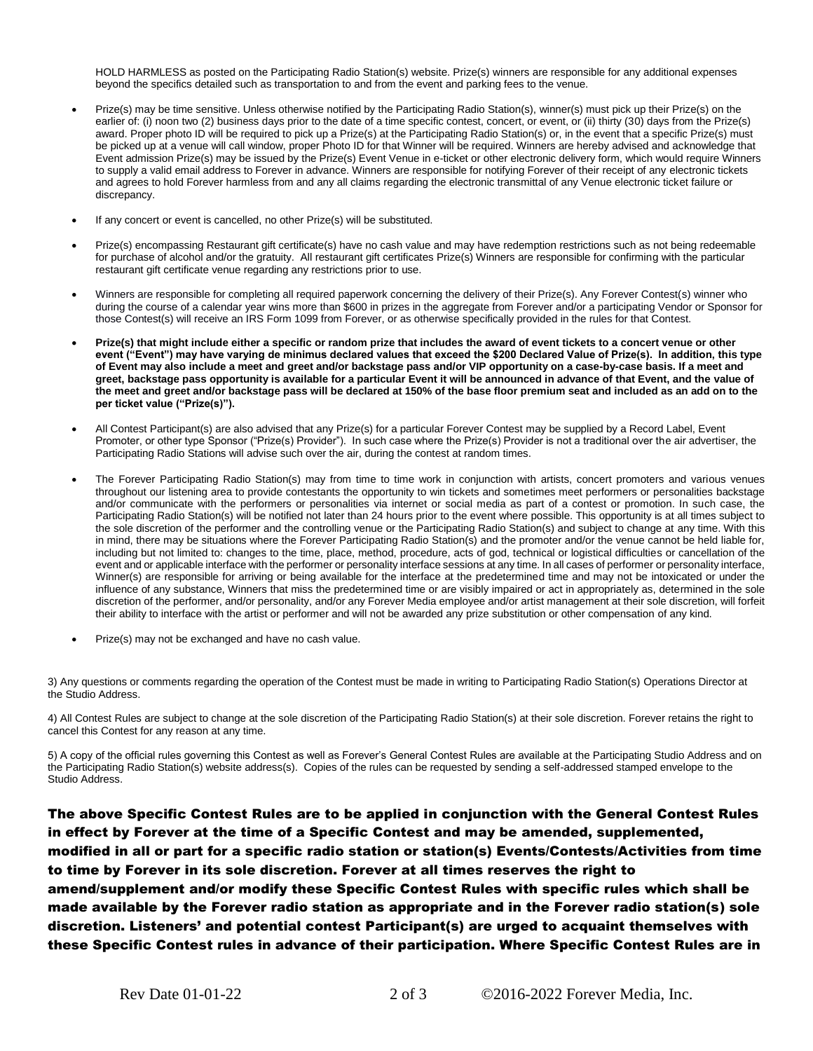HOLD HARMLESS as posted on the Participating Radio Station(s) website. Prize(s) winners are responsible for any additional expenses beyond the specifics detailed such as transportation to and from the event and parking fees to the venue.

- Prize(s) may be time sensitive. Unless otherwise notified by the Participating Radio Station(s), winner(s) must pick up their Prize(s) on the earlier of: (i) noon two (2) business days prior to the date of a time specific contest, concert, or event, or (ii) thirty (30) days from the Prize(s) award. Proper photo ID will be required to pick up a Prize(s) at the Participating Radio Station(s) or, in the event that a specific Prize(s) must be picked up at a venue will call window, proper Photo ID for that Winner will be required. Winners are hereby advised and acknowledge that Event admission Prize(s) may be issued by the Prize(s) Event Venue in e-ticket or other electronic delivery form, which would require Winners to supply a valid email address to Forever in advance. Winners are responsible for notifying Forever of their receipt of any electronic tickets and agrees to hold Forever harmless from and any all claims regarding the electronic transmittal of any Venue electronic ticket failure or discrepancy.

- If any concert or event is cancelled, no other Prize(s) will be substituted.

- Prize(s) encompassing Restaurant gift certificate(s) have no cash value and may have redemption restrictions such as not being redeemable for purchase of alcohol and/or the gratuity. All restaurant gift certificates Prize(s) Winners are responsible for confirming with the particular restaurant gift certificate venue regarding any restrictions prior to use.

- Winners are responsible for completing all required paperwork concerning the delivery of their Prize(s). Any Forever Contest(s) winner who during the course of a calendar year wins more than $600 in prizes in the aggregate from Forever and/or a participating Vendor or Sponsor for those Contest(s) will receive an IRS Form 1099 from Forever, or as otherwise specifically provided in the rules for that Contest.

- **Prize(s) that might include either a specific or random prize that includes the award of event tickets to a concert venue or other event ("Event") may have varying de minimus declared values that exceed the $200 Declared Value of Prize(s). In addition, this type of Event may also include a meet and greet and/or backstage pass and/or VIP opportunity on a case-by-case basis. If a meet and greet, backstage pass opportunity is available for a particular Event it will be announced in advance of that Event, and the value of the meet and greet and/or backstage pass will be declared at 150% of the base floor premium seat and included as an add on to the per ticket value ("Prize(s)").**

- All Contest Participant(s) are also advised that any Prize(s) for a particular Forever Contest may be supplied by a Record Label, Event Promoter, or other type Sponsor ("Prize(s) Provider"). In such case where the Prize(s) Provider is not a traditional over the air advertiser, the Participating Radio Stations will advise such over the air, during the contest at random times.

- The Forever Participating Radio Station(s) may from time to time work in conjunction with artists, concert promoters and various venues throughout our listening area to provide contestants the opportunity to win tickets and sometimes meet performers or personalities backstage and/or communicate with the performers or personalities via internet or social media as part of a contest or promotion. In such case, the Participating Radio Station(s) will be notified not later than 24 hours prior to the event where possible. This opportunity is at all times subject to the sole discretion of the performer and the controlling venue or the Participating Radio Station(s) and subject to change at any time. With this in mind, there may be situations where the Forever Participating Radio Station(s) and the promoter and/or the venue cannot be held liable for, including but not limited to: changes to the time, place, method, procedure, acts of god, technical or logistical difficulties or cancellation of the event and or applicable interface with the performer or personality interface sessions at any time. In all cases of performer or personality interface, Winner(s) are responsible for arriving or being available for the interface at the predetermined time and may not be intoxicated or under the influence of any substance, Winners that miss the predetermined time or are visibly impaired or act in appropriately as, determined in the sole discretion of the performer, and/or personality, and/or any Forever Media employee and/or artist management at their sole discretion, will forfeit their ability to interface with the artist or performer and will not be awarded any prize substitution or other compensation of any kind.

- Prize(s) may not be exchanged and have no cash value.

3) Any questions or comments regarding the operation of the Contest must be made in writing to Participating Radio Station(s) Operations Director at the Studio Address.

4) All Contest Rules are subject to change at the sole discretion of the Participating Radio Station(s) at their sole discretion. Forever retains the right to cancel this Contest for any reason at any time.

5) A copy of the official rules governing this Contest as well as Forever's General Contest Rules are available at the Participating Studio Address and on the Participating Radio Station(s) website address(s). Copies of the rules can be requested by sending a self-addressed stamped envelope to the Studio Address.

**The above Specific Contest Rules are to be applied in conjunction with the General Contest Rules in effect by Forever at the time of a Specific Contest and may be amended, supplemented, modified in all or part for a specific radio station or station(s) Events/Contests/Activities from time to time by Forever in its sole discretion. Forever at all times reserves the right to amend/supplement and/or modify these Specific Contest Rules with specific rules which shall be made available by the Forever radio station as appropriate and in the Forever radio station(s) sole discretion. Listeners' and potential contest Participant(s) are urged to acquaint themselves with these Specific Contest rules in advance of their participation. Where Specific Contest Rules are in**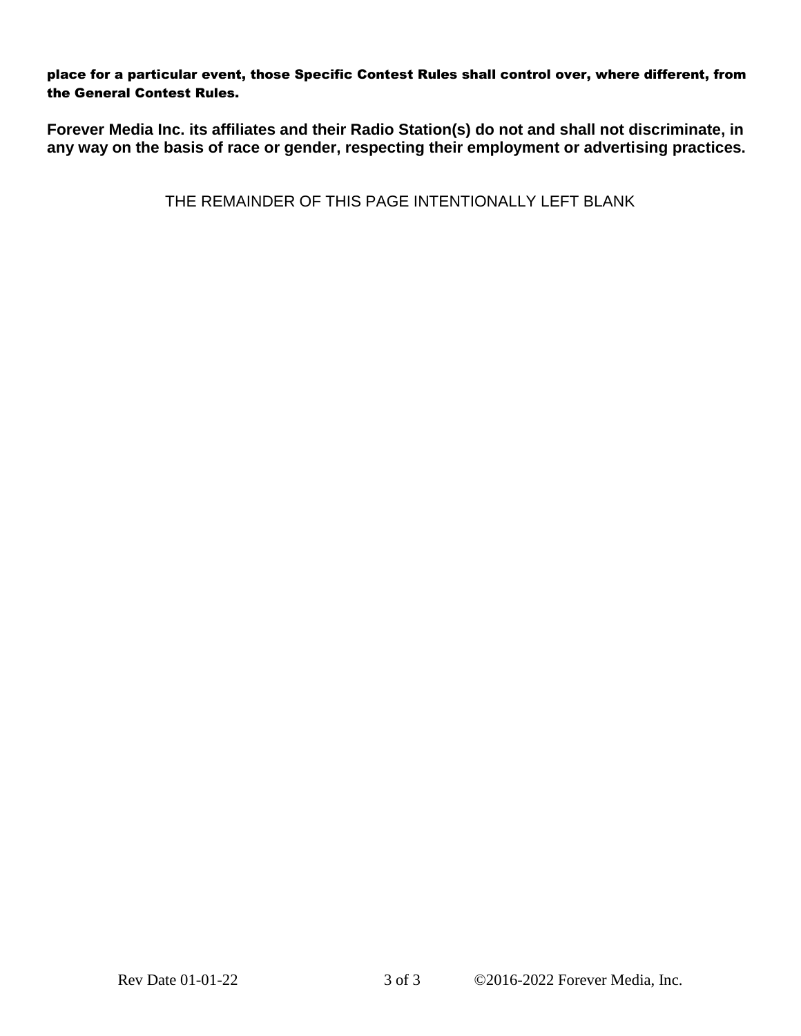**place for a particular event, those Specific Contest Rules shall control over, where different, from the General Contest Rules.**

**Forever Media Inc. its affiliates and their Radio Station(s) do not and shall not discriminate, in any way on the basis of race or gender, respecting their employment or advertising practices.**

THE REMAINDER OF THIS PAGE INTENTIONALLY LEFT BLANK